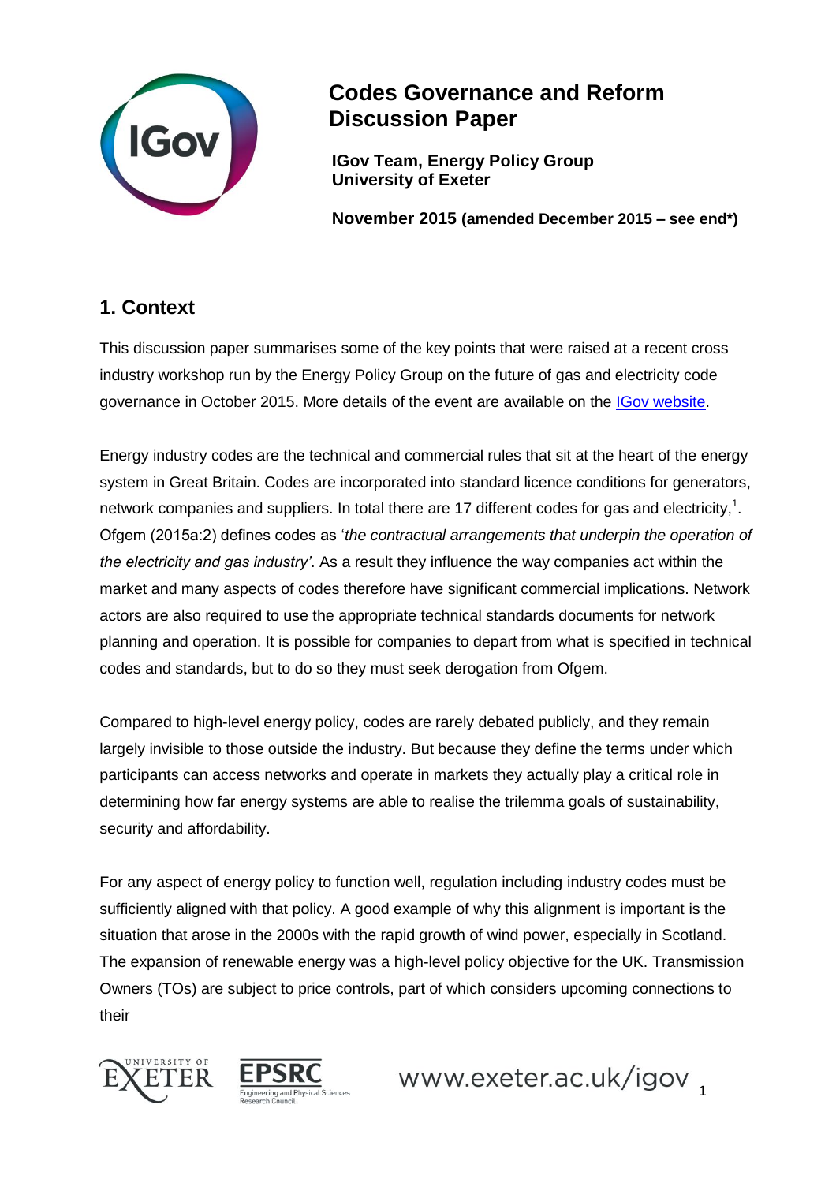# Codes Governance and Reform Discussion Paper

**IGov Team, Energy Policy Group**
**University of Exeter**

**November 2015 (amended December 2015 – see end*)**

## 1. Context

This discussion paper summarises some of the key points that were raised at a recent cross industry workshop run by the Energy Policy Group on the future of gas and electricity code governance in October 2015. More details of the event are available on the [IGov website](#).

Energy industry codes are the technical and commercial rules that sit at the heart of the energy system in Great Britain. Codes are incorporated into standard licence conditions for generators, network companies and suppliers. In total there are 17 different codes for gas and electricity,[1]. Ofgem (2015a:2) defines codes as '*the contractual arrangements that underpin the operation of the electricity and gas industry'*. As a result they influence the way companies act within the market and many aspects of codes therefore have significant commercial implications. Network actors are also required to use the appropriate technical standards documents for network planning and operation. It is possible for companies to depart from what is specified in technical codes and standards, but to do so they must seek derogation from Ofgem.

Compared to high-level energy policy, codes are rarely debated publicly, and they remain largely invisible to those outside the industry. But because they define the terms under which participants can access networks and operate in markets they actually play a critical role in determining how far energy systems are able to realise the trilemma goals of sustainability, security and affordability.

For any aspect of energy policy to function well, regulation including industry codes must be sufficiently aligned with that policy. A good example of why this alignment is important is the situation that arose in the 2000s with the rapid growth of wind power, especially in Scotland. The expansion of renewable energy was a high-level policy objective for the UK. Transmission Owners (TOs) are subject to price controls, part of which considers upcoming connections to their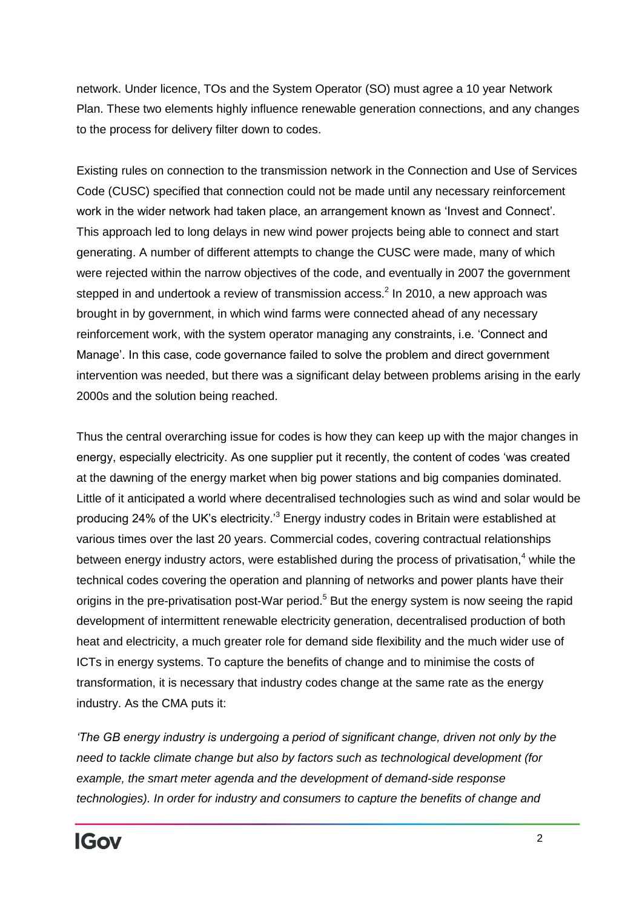network. Under licence, TOs and the System Operator (SO) must agree a 10 year Network Plan. These two elements highly influence renewable generation connections, and any changes to the process for delivery filter down to codes.

Existing rules on connection to the transmission network in the Connection and Use of Services Code (CUSC) specified that connection could not be made until any necessary reinforcement work in the wider network had taken place, an arrangement known as 'Invest and Connect'. This approach led to long delays in new wind power projects being able to connect and start generating. A number of different attempts to change the CUSC were made, many of which were rejected within the narrow objectives of the code, and eventually in 2007 the government stepped in and undertook a review of transmission access.[2] In 2010, a new approach was brought in by government, in which wind farms were connected ahead of any necessary reinforcement work, with the system operator managing any constraints, i.e. 'Connect and Manage'. In this case, code governance failed to solve the problem and direct government intervention was needed, but there was a significant delay between problems arising in the early 2000s and the solution being reached.

Thus the central overarching issue for codes is how they can keep up with the major changes in energy, especially electricity. As one supplier put it recently, the content of codes 'was created at the dawning of the energy market when big power stations and big companies dominated. Little of it anticipated a world where decentralised technologies such as wind and solar would be producing 24% of the UK's electricity.'[3] Energy industry codes in Britain were established at various times over the last 20 years. Commercial codes, covering contractual relationships between energy industry actors, were established during the process of privatisation,[4] while the technical codes covering the operation and planning of networks and power plants have their origins in the pre-privatisation post-War period.[5] But the energy system is now seeing the rapid development of intermittent renewable electricity generation, decentralised production of both heat and electricity, a much greater role for demand side flexibility and the much wider use of ICTs in energy systems. To capture the benefits of change and to minimise the costs of transformation, it is necessary that industry codes change at the same rate as the energy industry. As the CMA puts it:

*'The GB energy industry is undergoing a period of significant change, driven not only by the need to tackle climate change but also by factors such as technological development (for example, the smart meter agenda and the development of demand-side response technologies). In order for industry and consumers to capture the benefits of change and*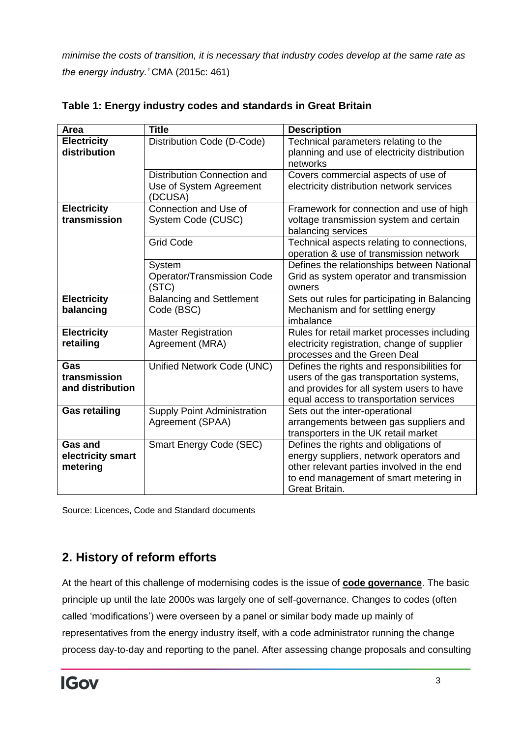*minimise the costs of transition, it is necessary that industry codes develop at the same rate as the energy industry.'* CMA (2015c: 461)

**Table 1: Energy industry codes and standards in Great Britain**

| Area | Title | Description |
|---|---|---|
| **Electricity distribution** | Distribution Code (D-Code) | Technical parameters relating to the planning and use of electricity distribution networks |
| | Distribution Connection and Use of System Agreement (DCUSA) | Covers commercial aspects of use of electricity distribution network services |
| **Electricity transmission** | Connection and Use of System Code (CUSC) | Framework for connection and use of high voltage transmission system and certain balancing services |
| | Grid Code | Technical aspects relating to connections, operation & use of transmission network |
| | System Operator/Transmission Code (STC) | Defines the relationships between National Grid as system operator and transmission owners |
| **Electricity balancing** | Balancing and Settlement Code (BSC) | Sets out rules for participating in Balancing Mechanism and for settling energy imbalance |
| **Electricity retailing** | Master Registration Agreement (MRA) | Rules for retail market processes including electricity registration, change of supplier processes and the Green Deal |
| **Gas transmission and distribution** | Unified Network Code (UNC) | Defines the rights and responsibilities for users of the gas transportation systems, and provides for all system users to have equal access to transportation services |
| **Gas retailing** | Supply Point Administration Agreement (SPAA) | Sets out the inter-operational arrangements between gas suppliers and transporters in the UK retail market |
| **Gas and electricity smart metering** | Smart Energy Code (SEC) | Defines the rights and obligations of energy suppliers, network operators and other relevant parties involved in the end to end management of smart metering in Great Britain. |

Source: Licences, Code and Standard documents

## 2. History of reform efforts

At the heart of this challenge of modernising codes is the issue of **code governance**. The basic principle up until the late 2000s was largely one of self-governance. Changes to codes (often called 'modifications') were overseen by a panel or similar body made up mainly of representatives from the energy industry itself, with a code administrator running the change process day-to-day and reporting to the panel. After assessing change proposals and consulting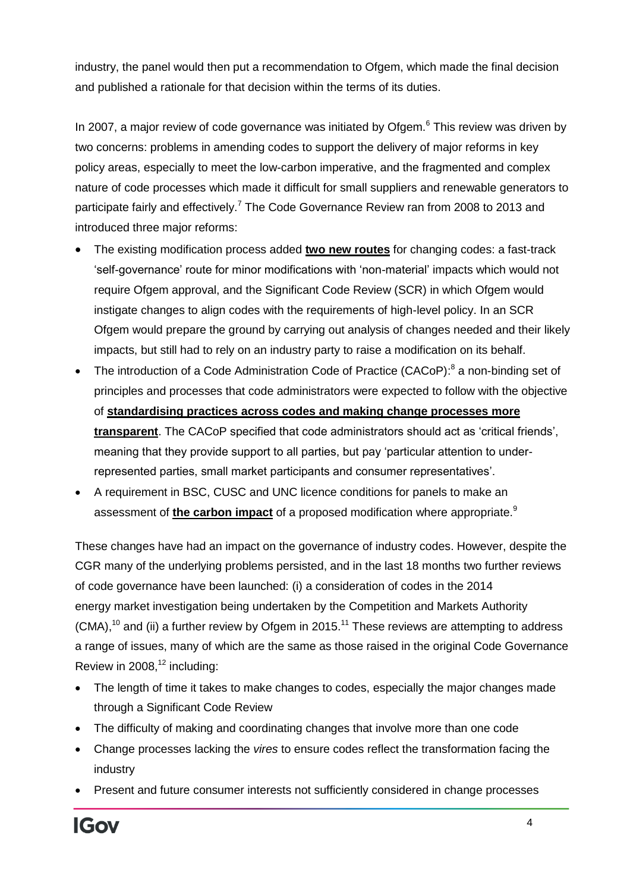industry, the panel would then put a recommendation to Ofgem, which made the final decision and published a rationale for that decision within the terms of its duties.

In 2007, a major review of code governance was initiated by Ofgem.[6] This review was driven by two concerns: problems in amending codes to support the delivery of major reforms in key policy areas, especially to meet the low-carbon imperative, and the fragmented and complex nature of code processes which made it difficult for small suppliers and renewable generators to participate fairly and effectively.[7] The Code Governance Review ran from 2008 to 2013 and introduced three major reforms:

- The existing modification process added **two new routes** for changing codes: a fast-track 'self-governance' route for minor modifications with 'non-material' impacts which would not require Ofgem approval, and the Significant Code Review (SCR) in which Ofgem would instigate changes to align codes with the requirements of high-level policy. In an SCR Ofgem would prepare the ground by carrying out analysis of changes needed and their likely impacts, but still had to rely on an industry party to raise a modification on its behalf.
- The introduction of a Code Administration Code of Practice (CACoP):[8] a non-binding set of principles and processes that code administrators were expected to follow with the objective of **standardising practices across codes and making change processes more transparent**. The CACoP specified that code administrators should act as 'critical friends', meaning that they provide support to all parties, but pay 'particular attention to under-represented parties, small market participants and consumer representatives'.
- A requirement in BSC, CUSC and UNC licence conditions for panels to make an assessment of **the carbon impact** of a proposed modification where appropriate.[9]

These changes have had an impact on the governance of industry codes. However, despite the CGR many of the underlying problems persisted, and in the last 18 months two further reviews of code governance have been launched: (i) a consideration of codes in the 2014 energy market investigation being undertaken by the Competition and Markets Authority (CMA),[10] and (ii) a further review by Ofgem in 2015.[11] These reviews are attempting to address a range of issues, many of which are the same as those raised in the original Code Governance Review in 2008,[12] including:

- The length of time it takes to make changes to codes, especially the major changes made through a Significant Code Review
- The difficulty of making and coordinating changes that involve more than one code
- Change processes lacking the *vires* to ensure codes reflect the transformation facing the industry
- Present and future consumer interests not sufficiently considered in change processes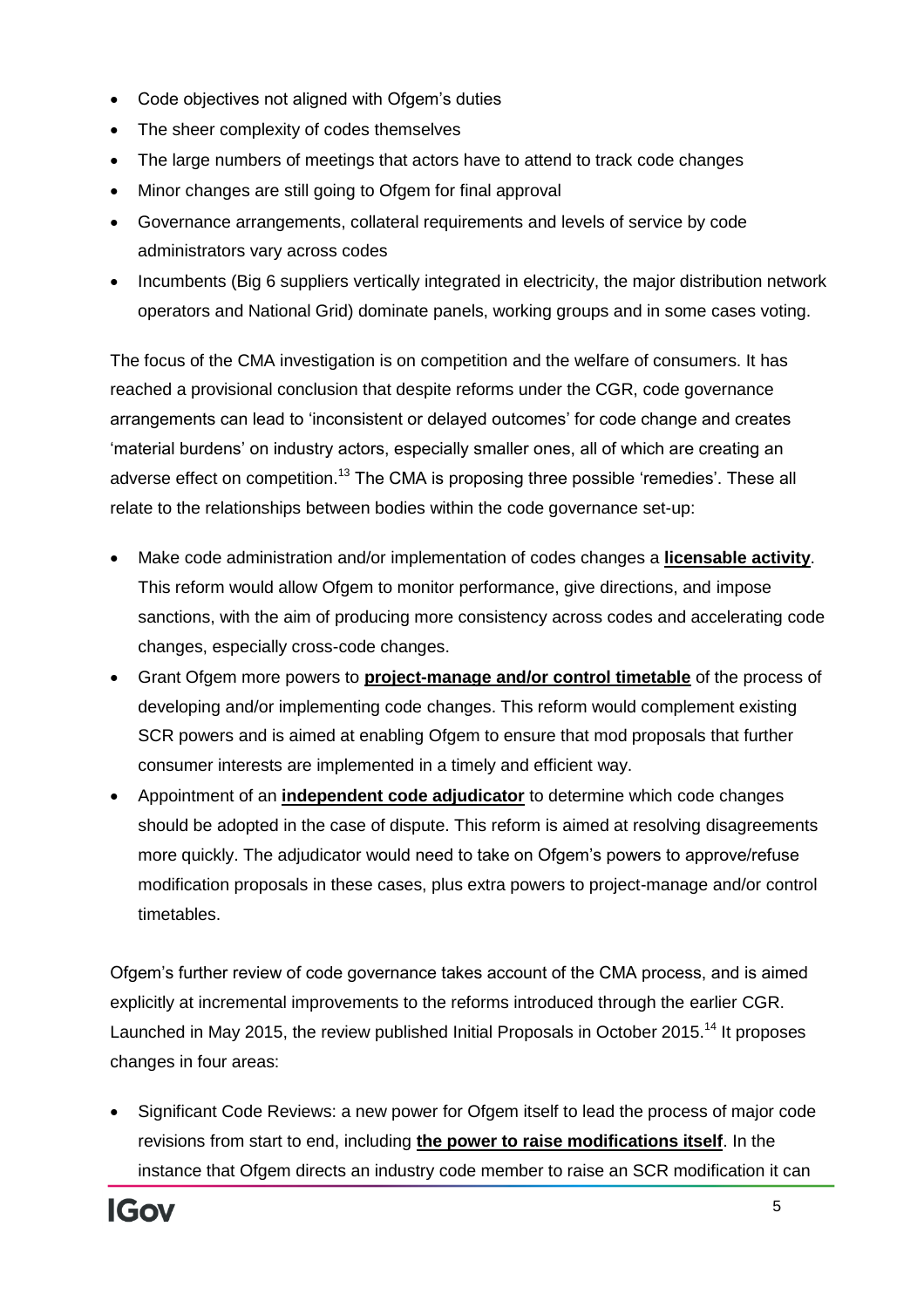- Code objectives not aligned with Ofgem's duties
- The sheer complexity of codes themselves
- The large numbers of meetings that actors have to attend to track code changes
- Minor changes are still going to Ofgem for final approval
- Governance arrangements, collateral requirements and levels of service by code administrators vary across codes
- Incumbents (Big 6 suppliers vertically integrated in electricity, the major distribution network operators and National Grid) dominate panels, working groups and in some cases voting.

The focus of the CMA investigation is on competition and the welfare of consumers. It has reached a provisional conclusion that despite reforms under the CGR, code governance arrangements can lead to 'inconsistent or delayed outcomes' for code change and creates 'material burdens' on industry actors, especially smaller ones, all of which are creating an adverse effect on competition.[13] The CMA is proposing three possible 'remedies'. These all relate to the relationships between bodies within the code governance set-up:

- Make code administration and/or implementation of codes changes a **licensable activity**. This reform would allow Ofgem to monitor performance, give directions, and impose sanctions, with the aim of producing more consistency across codes and accelerating code changes, especially cross-code changes.
- Grant Ofgem more powers to **project-manage and/or control timetable** of the process of developing and/or implementing code changes. This reform would complement existing SCR powers and is aimed at enabling Ofgem to ensure that mod proposals that further consumer interests are implemented in a timely and efficient way.
- Appointment of an **independent code adjudicator** to determine which code changes should be adopted in the case of dispute. This reform is aimed at resolving disagreements more quickly. The adjudicator would need to take on Ofgem's powers to approve/refuse modification proposals in these cases, plus extra powers to project-manage and/or control timetables.

Ofgem's further review of code governance takes account of the CMA process, and is aimed explicitly at incremental improvements to the reforms introduced through the earlier CGR. Launched in May 2015, the review published Initial Proposals in October 2015.[14] It proposes changes in four areas:

- Significant Code Reviews: a new power for Ofgem itself to lead the process of major code revisions from start to end, including **the power to raise modifications itself**. In the instance that Ofgem directs an industry code member to raise an SCR modification it can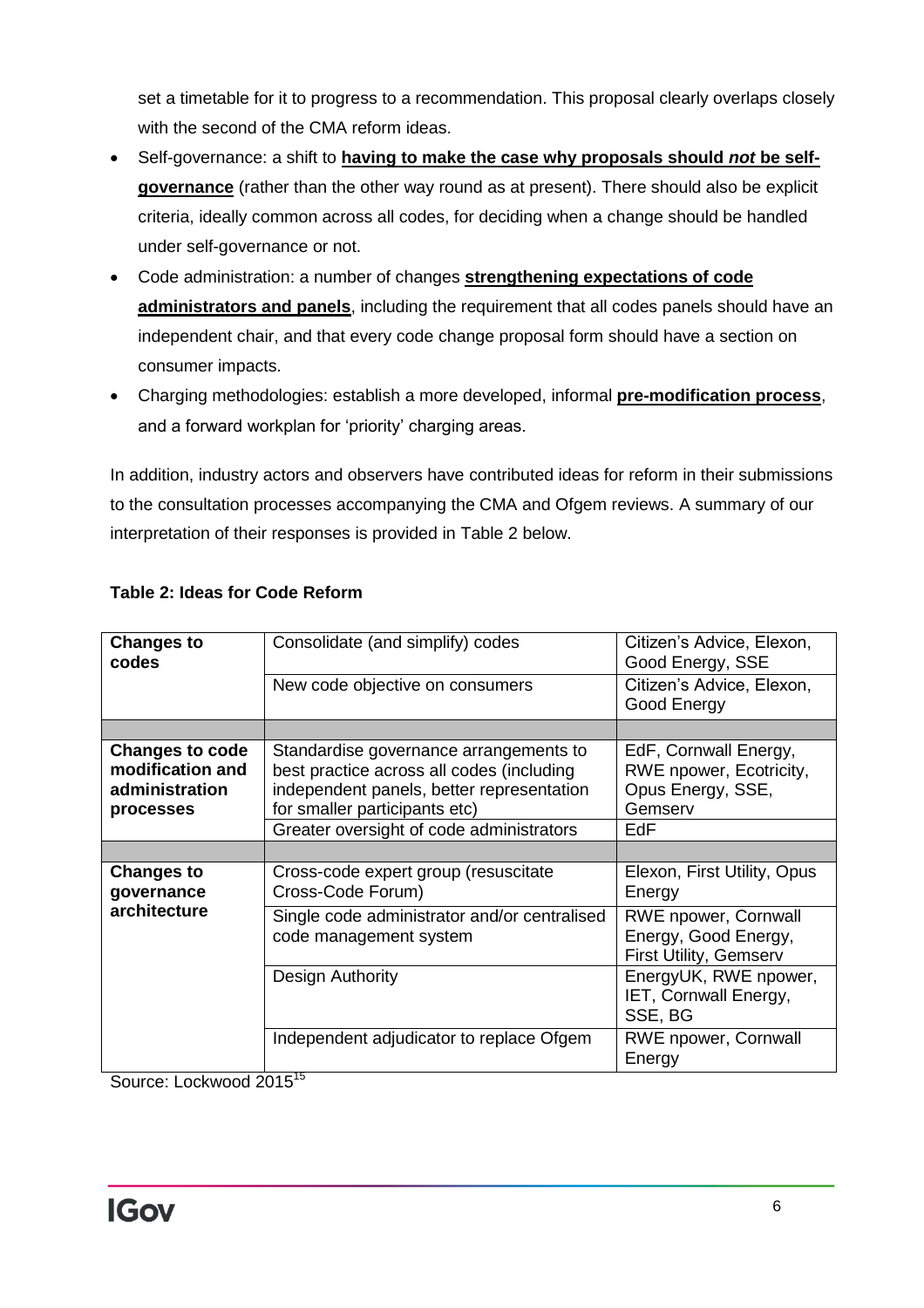set a timetable for it to progress to a recommendation. This proposal clearly overlaps closely with the second of the CMA reform ideas.

- Self-governance: a shift to **having to make the case why proposals should *not* be self-governance** (rather than the other way round as at present). There should also be explicit criteria, ideally common across all codes, for deciding when a change should be handled under self-governance or not.
- Code administration: a number of changes **strengthening expectations of code administrators and panels**, including the requirement that all codes panels should have an independent chair, and that every code change proposal form should have a section on consumer impacts.
- Charging methodologies: establish a more developed, informal **pre-modification process**, and a forward workplan for 'priority' charging areas.

In addition, industry actors and observers have contributed ideas for reform in their submissions to the consultation processes accompanying the CMA and Ofgem reviews. A summary of our interpretation of their responses is provided in Table 2 below.

**Table 2: Ideas for Code Reform**

| | | |
|---|---|---|
| **Changes to codes** | Consolidate (and simplify) codes | Citizen's Advice, Elexon, Good Energy, SSE |
| | New code objective on consumers | Citizen's Advice, Elexon, Good Energy |
| | | |
| **Changes to code modification and administration processes** | Standardise governance arrangements to best practice across all codes (including independent panels, better representation for smaller participants etc) | EdF, Cornwall Energy, RWE npower, Ecotricity, Opus Energy, SSE, Gemserv |
| | Greater oversight of code administrators | EdF |
| | | |
| **Changes to governance architecture** | Cross-code expert group (resuscitate Cross-Code Forum) | Elexon, First Utility, Opus Energy |
| | Single code administrator and/or centralised code management system | RWE npower, Cornwall Energy, Good Energy, First Utility, Gemserv |
| | Design Authority | EnergyUK, RWE npower, IET, Cornwall Energy, SSE, BG |
| | Independent adjudicator to replace Ofgem | RWE npower, Cornwall Energy |

Source: Lockwood 2015[15]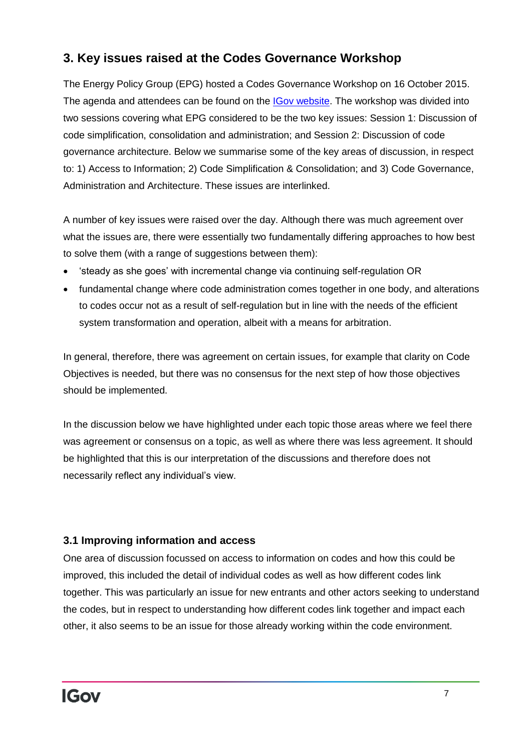## 3. Key issues raised at the Codes Governance Workshop

The Energy Policy Group (EPG) hosted a Codes Governance Workshop on 16 October 2015. The agenda and attendees can be found on the IGov website. The workshop was divided into two sessions covering what EPG considered to be the two key issues: Session 1: Discussion of code simplification, consolidation and administration; and Session 2: Discussion of code governance architecture. Below we summarise some of the key areas of discussion, in respect to: 1) Access to Information; 2) Code Simplification & Consolidation; and 3) Code Governance, Administration and Architecture. These issues are interlinked.

A number of key issues were raised over the day. Although there was much agreement over what the issues are, there were essentially two fundamentally differing approaches to how best to solve them (with a range of suggestions between them):

- 'steady as she goes' with incremental change via continuing self-regulation OR
- fundamental change where code administration comes together in one body, and alterations to codes occur not as a result of self-regulation but in line with the needs of the efficient system transformation and operation, albeit with a means for arbitration.

In general, therefore, there was agreement on certain issues, for example that clarity on Code Objectives is needed, but there was no consensus for the next step of how those objectives should be implemented.

In the discussion below we have highlighted under each topic those areas where we feel there was agreement or consensus on a topic, as well as where there was less agreement. It should be highlighted that this is our interpretation of the discussions and therefore does not necessarily reflect any individual's view.

### 3.1 Improving information and access

One area of discussion focussed on access to information on codes and how this could be improved, this included the detail of individual codes as well as how different codes link together. This was particularly an issue for new entrants and other actors seeking to understand the codes, but in respect to understanding how different codes link together and impact each other, it also seems to be an issue for those already working within the code environment.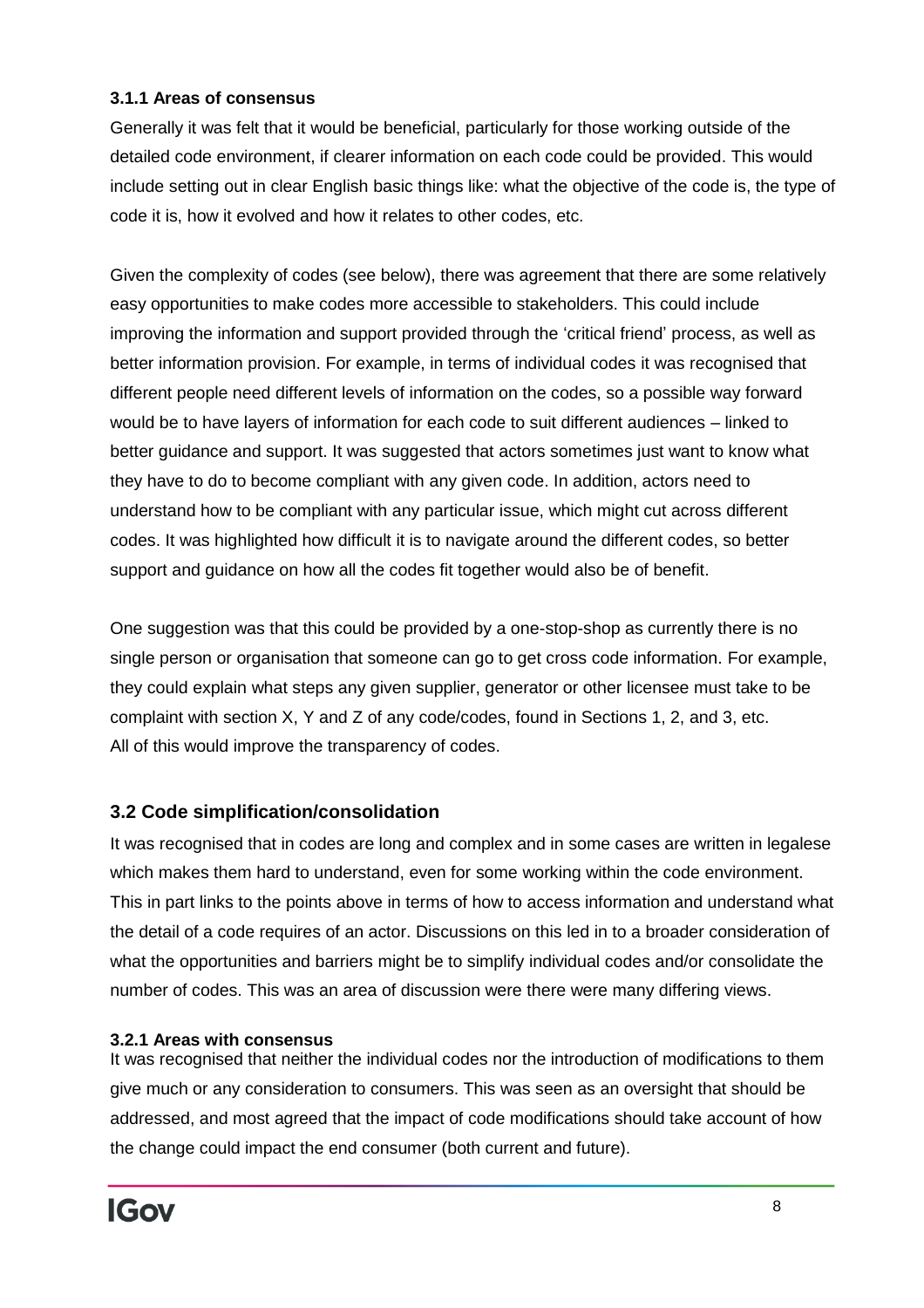#### 3.1.1 Areas of consensus

Generally it was felt that it would be beneficial, particularly for those working outside of the detailed code environment, if clearer information on each code could be provided. This would include setting out in clear English basic things like: what the objective of the code is, the type of code it is, how it evolved and how it relates to other codes, etc.

Given the complexity of codes (see below), there was agreement that there are some relatively easy opportunities to make codes more accessible to stakeholders. This could include improving the information and support provided through the 'critical friend' process, as well as better information provision. For example, in terms of individual codes it was recognised that different people need different levels of information on the codes, so a possible way forward would be to have layers of information for each code to suit different audiences – linked to better guidance and support. It was suggested that actors sometimes just want to know what they have to do to become compliant with any given code. In addition, actors need to understand how to be compliant with any particular issue, which might cut across different codes. It was highlighted how difficult it is to navigate around the different codes, so better support and guidance on how all the codes fit together would also be of benefit.

One suggestion was that this could be provided by a one-stop-shop as currently there is no single person or organisation that someone can go to get cross code information. For example, they could explain what steps any given supplier, generator or other licensee must take to be complaint with section X, Y and Z of any code/codes, found in Sections 1, 2, and 3, etc. All of this would improve the transparency of codes.

### 3.2 Code simplification/consolidation

It was recognised that in codes are long and complex and in some cases are written in legalese which makes them hard to understand, even for some working within the code environment. This in part links to the points above in terms of how to access information and understand what the detail of a code requires of an actor. Discussions on this led in to a broader consideration of what the opportunities and barriers might be to simplify individual codes and/or consolidate the number of codes. This was an area of discussion were there were many differing views.

#### 3.2.1 Areas with consensus

It was recognised that neither the individual codes nor the introduction of modifications to them give much or any consideration to consumers. This was seen as an oversight that should be addressed, and most agreed that the impact of code modifications should take account of how the change could impact the end consumer (both current and future).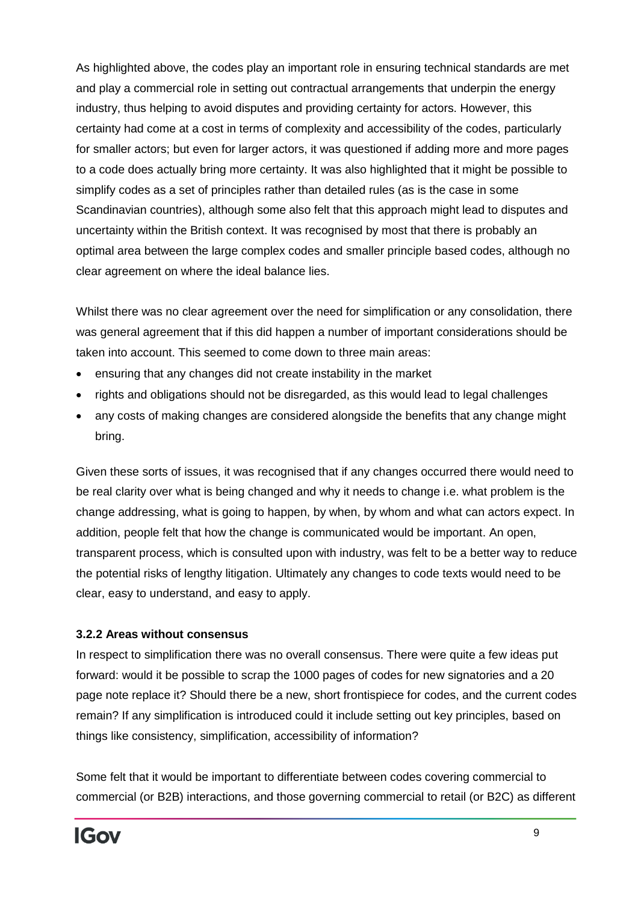As highlighted above, the codes play an important role in ensuring technical standards are met and play a commercial role in setting out contractual arrangements that underpin the energy industry, thus helping to avoid disputes and providing certainty for actors. However, this certainty had come at a cost in terms of complexity and accessibility of the codes, particularly for smaller actors; but even for larger actors, it was questioned if adding more and more pages to a code does actually bring more certainty. It was also highlighted that it might be possible to simplify codes as a set of principles rather than detailed rules (as is the case in some Scandinavian countries), although some also felt that this approach might lead to disputes and uncertainty within the British context. It was recognised by most that there is probably an optimal area between the large complex codes and smaller principle based codes, although no clear agreement on where the ideal balance lies.

Whilst there was no clear agreement over the need for simplification or any consolidation, there was general agreement that if this did happen a number of important considerations should be taken into account. This seemed to come down to three main areas:

- ensuring that any changes did not create instability in the market
- rights and obligations should not be disregarded, as this would lead to legal challenges
- any costs of making changes are considered alongside the benefits that any change might bring.

Given these sorts of issues, it was recognised that if any changes occurred there would need to be real clarity over what is being changed and why it needs to change i.e. what problem is the change addressing, what is going to happen, by when, by whom and what can actors expect. In addition, people felt that how the change is communicated would be important. An open, transparent process, which is consulted upon with industry, was felt to be a better way to reduce the potential risks of lengthy litigation. Ultimately any changes to code texts would need to be clear, easy to understand, and easy to apply.

### 3.2.2 Areas without consensus

In respect to simplification there was no overall consensus. There were quite a few ideas put forward: would it be possible to scrap the 1000 pages of codes for new signatories and a 20 page note replace it? Should there be a new, short frontispiece for codes, and the current codes remain? If any simplification is introduced could it include setting out key principles, based on things like consistency, simplification, accessibility of information?

Some felt that it would be important to differentiate between codes covering commercial to commercial (or B2B) interactions, and those governing commercial to retail (or B2C) as different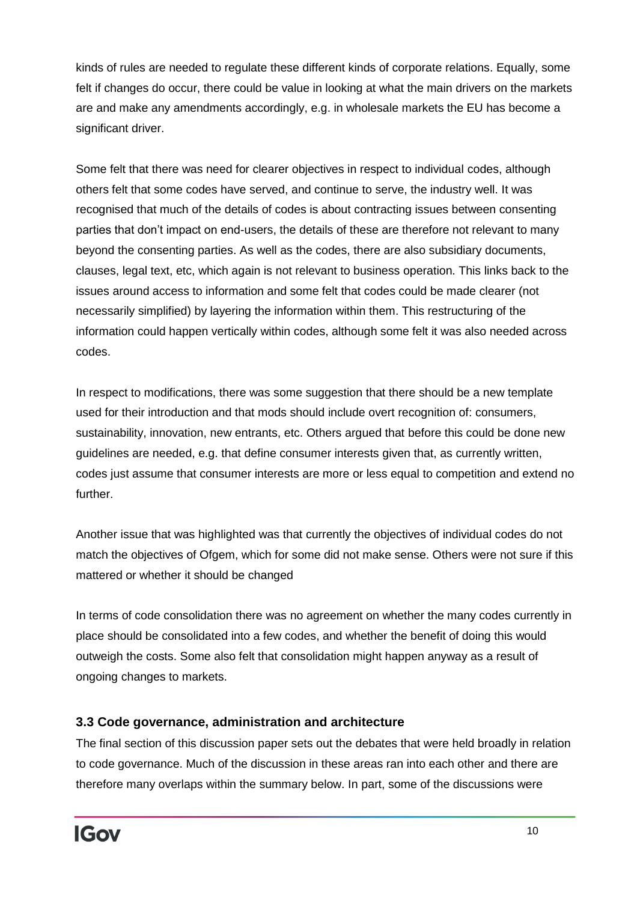kinds of rules are needed to regulate these different kinds of corporate relations. Equally, some felt if changes do occur, there could be value in looking at what the main drivers on the markets are and make any amendments accordingly, e.g. in wholesale markets the EU has become a significant driver.

Some felt that there was need for clearer objectives in respect to individual codes, although others felt that some codes have served, and continue to serve, the industry well. It was recognised that much of the details of codes is about contracting issues between consenting parties that don't impact on end-users, the details of these are therefore not relevant to many beyond the consenting parties. As well as the codes, there are also subsidiary documents, clauses, legal text, etc, which again is not relevant to business operation. This links back to the issues around access to information and some felt that codes could be made clearer (not necessarily simplified) by layering the information within them. This restructuring of the information could happen vertically within codes, although some felt it was also needed across codes.

In respect to modifications, there was some suggestion that there should be a new template used for their introduction and that mods should include overt recognition of: consumers, sustainability, innovation, new entrants, etc. Others argued that before this could be done new guidelines are needed, e.g. that define consumer interests given that, as currently written, codes just assume that consumer interests are more or less equal to competition and extend no further.

Another issue that was highlighted was that currently the objectives of individual codes do not match the objectives of Ofgem, which for some did not make sense. Others were not sure if this mattered or whether it should be changed

In terms of code consolidation there was no agreement on whether the many codes currently in place should be consolidated into a few codes, and whether the benefit of doing this would outweigh the costs. Some also felt that consolidation might happen anyway as a result of ongoing changes to markets.

### 3.3 Code governance, administration and architecture

The final section of this discussion paper sets out the debates that were held broadly in relation to code governance. Much of the discussion in these areas ran into each other and there are therefore many overlaps within the summary below. In part, some of the discussions were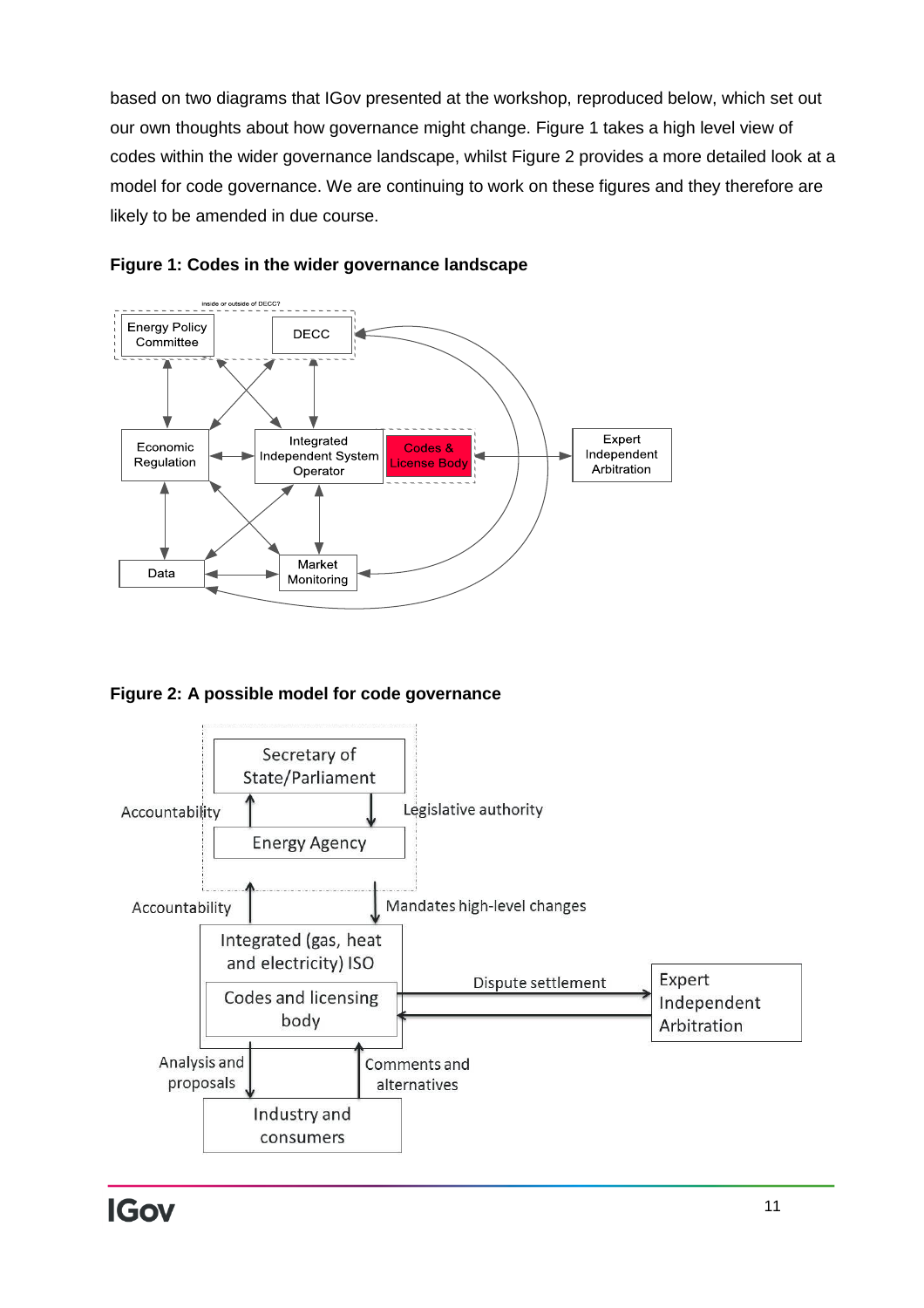based on two diagrams that IGov presented at the workshop, reproduced below, which set out our own thoughts about how governance might change. Figure 1 takes a high level view of codes within the wider governance landscape, whilst Figure 2 provides a more detailed look at a model for code governance. We are continuing to work on these figures and they therefore are likely to be amended in due course.

**Figure 1: Codes in the wider governance landscape**

**Figure 2: A possible model for code governance**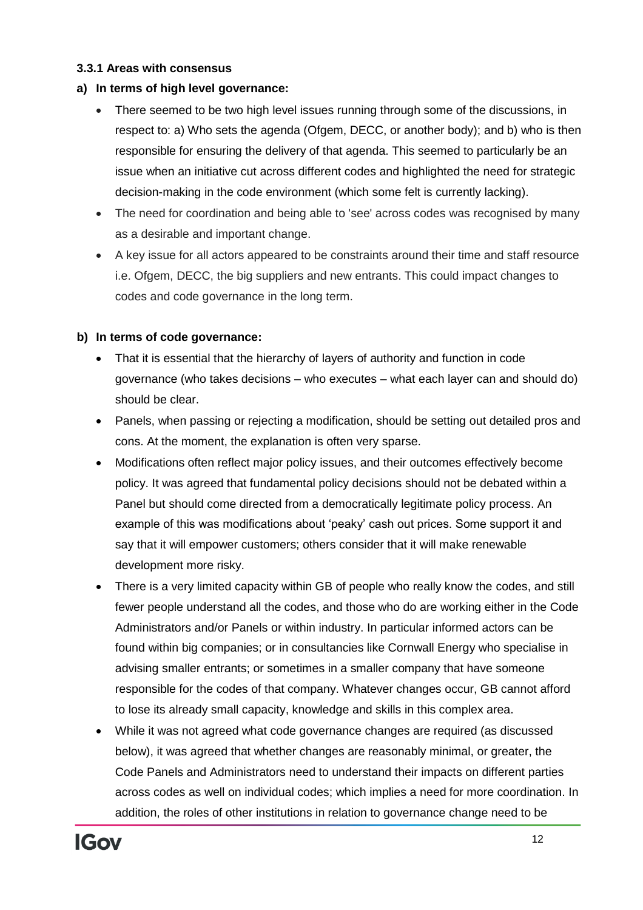### 3.3.1 Areas with consensus

**a) In terms of high level governance:**

- There seemed to be two high level issues running through some of the discussions, in respect to: a) Who sets the agenda (Ofgem, DECC, or another body); and b) who is then responsible for ensuring the delivery of that agenda. This seemed to particularly be an issue when an initiative cut across different codes and highlighted the need for strategic decision-making in the code environment (which some felt is currently lacking).
- The need for coordination and being able to 'see' across codes was recognised by many as a desirable and important change.
- A key issue for all actors appeared to be constraints around their time and staff resource i.e. Ofgem, DECC, the big suppliers and new entrants. This could impact changes to codes and code governance in the long term.

**b) In terms of code governance:**

- That it is essential that the hierarchy of layers of authority and function in code governance (who takes decisions – who executes – what each layer can and should do) should be clear.
- Panels, when passing or rejecting a modification, should be setting out detailed pros and cons. At the moment, the explanation is often very sparse.
- Modifications often reflect major policy issues, and their outcomes effectively become policy. It was agreed that fundamental policy decisions should not be debated within a Panel but should come directed from a democratically legitimate policy process. An example of this was modifications about 'peaky' cash out prices. Some support it and say that it will empower customers; others consider that it will make renewable development more risky.
- There is a very limited capacity within GB of people who really know the codes, and still fewer people understand all the codes, and those who do are working either in the Code Administrators and/or Panels or within industry. In particular informed actors can be found within big companies; or in consultancies like Cornwall Energy who specialise in advising smaller entrants; or sometimes in a smaller company that have someone responsible for the codes of that company. Whatever changes occur, GB cannot afford to lose its already small capacity, knowledge and skills in this complex area.
- While it was not agreed what code governance changes are required (as discussed below), it was agreed that whether changes are reasonably minimal, or greater, the Code Panels and Administrators need to understand their impacts on different parties across codes as well on individual codes; which implies a need for more coordination. In addition, the roles of other institutions in relation to governance change need to be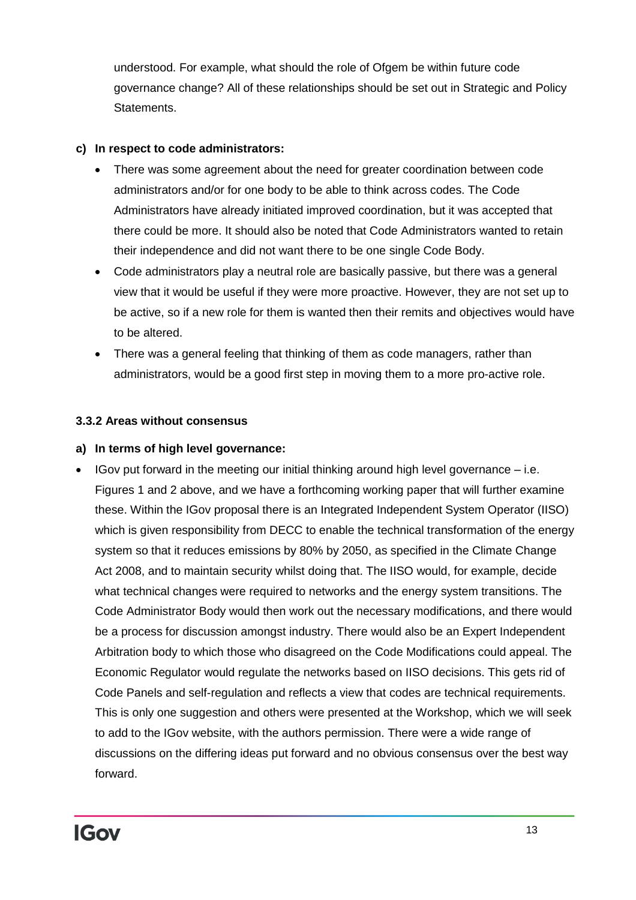understood. For example, what should the role of Ofgem be within future code governance change? All of these relationships should be set out in Strategic and Policy Statements.

**c) In respect to code administrators:**

- There was some agreement about the need for greater coordination between code administrators and/or for one body to be able to think across codes. The Code Administrators have already initiated improved coordination, but it was accepted that there could be more. It should also be noted that Code Administrators wanted to retain their independence and did not want there to be one single Code Body.
- Code administrators play a neutral role are basically passive, but there was a general view that it would be useful if they were more proactive. However, they are not set up to be active, so if a new role for them is wanted then their remits and objectives would have to be altered.
- There was a general feeling that thinking of them as code managers, rather than administrators, would be a good first step in moving them to a more pro-active role.

#### 3.3.2 Areas without consensus

**a) In terms of high level governance:**

- IGov put forward in the meeting our initial thinking around high level governance – i.e. Figures 1 and 2 above, and we have a forthcoming working paper that will further examine these. Within the IGov proposal there is an Integrated Independent System Operator (IISO) which is given responsibility from DECC to enable the technical transformation of the energy system so that it reduces emissions by 80% by 2050, as specified in the Climate Change Act 2008, and to maintain security whilst doing that. The IISO would, for example, decide what technical changes were required to networks and the energy system transitions. The Code Administrator Body would then work out the necessary modifications, and there would be a process for discussion amongst industry. There would also be an Expert Independent Arbitration body to which those who disagreed on the Code Modifications could appeal. The Economic Regulator would regulate the networks based on IISO decisions. This gets rid of Code Panels and self-regulation and reflects a view that codes are technical requirements. This is only one suggestion and others were presented at the Workshop, which we will seek to add to the IGov website, with the authors permission. There were a wide range of discussions on the differing ideas put forward and no obvious consensus over the best way forward.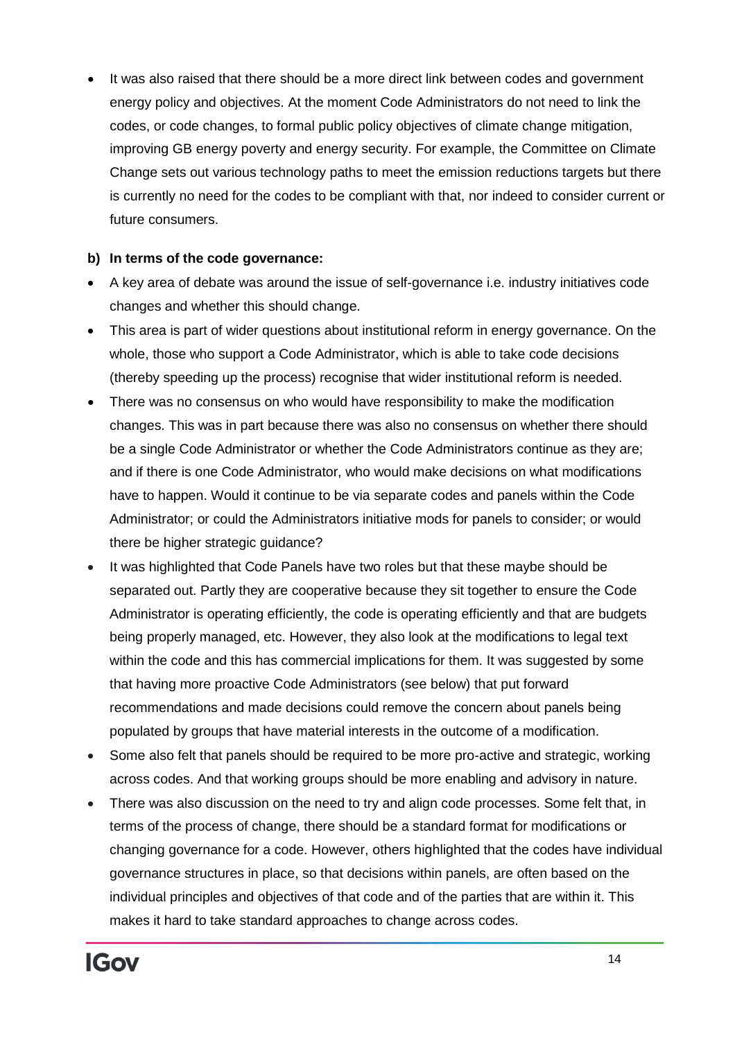- It was also raised that there should be a more direct link between codes and government energy policy and objectives. At the moment Code Administrators do not need to link the codes, or code changes, to formal public policy objectives of climate change mitigation, improving GB energy poverty and energy security. For example, the Committee on Climate Change sets out various technology paths to meet the emission reductions targets but there is currently no need for the codes to be compliant with that, nor indeed to consider current or future consumers.

**b) In terms of the code governance:**

- A key area of debate was around the issue of self-governance i.e. industry initiatives code changes and whether this should change.
- This area is part of wider questions about institutional reform in energy governance. On the whole, those who support a Code Administrator, which is able to take code decisions (thereby speeding up the process) recognise that wider institutional reform is needed.
- There was no consensus on who would have responsibility to make the modification changes. This was in part because there was also no consensus on whether there should be a single Code Administrator or whether the Code Administrators continue as they are; and if there is one Code Administrator, who would make decisions on what modifications have to happen. Would it continue to be via separate codes and panels within the Code Administrator; or could the Administrators initiative mods for panels to consider; or would there be higher strategic guidance?
- It was highlighted that Code Panels have two roles but that these maybe should be separated out. Partly they are cooperative because they sit together to ensure the Code Administrator is operating efficiently, the code is operating efficiently and that are budgets being properly managed, etc. However, they also look at the modifications to legal text within the code and this has commercial implications for them. It was suggested by some that having more proactive Code Administrators (see below) that put forward recommendations and made decisions could remove the concern about panels being populated by groups that have material interests in the outcome of a modification.
- Some also felt that panels should be required to be more pro-active and strategic, working across codes. And that working groups should be more enabling and advisory in nature.
- There was also discussion on the need to try and align code processes. Some felt that, in terms of the process of change, there should be a standard format for modifications or changing governance for a code. However, others highlighted that the codes have individual governance structures in place, so that decisions within panels, are often based on the individual principles and objectives of that code and of the parties that are within it. This makes it hard to take standard approaches to change across codes.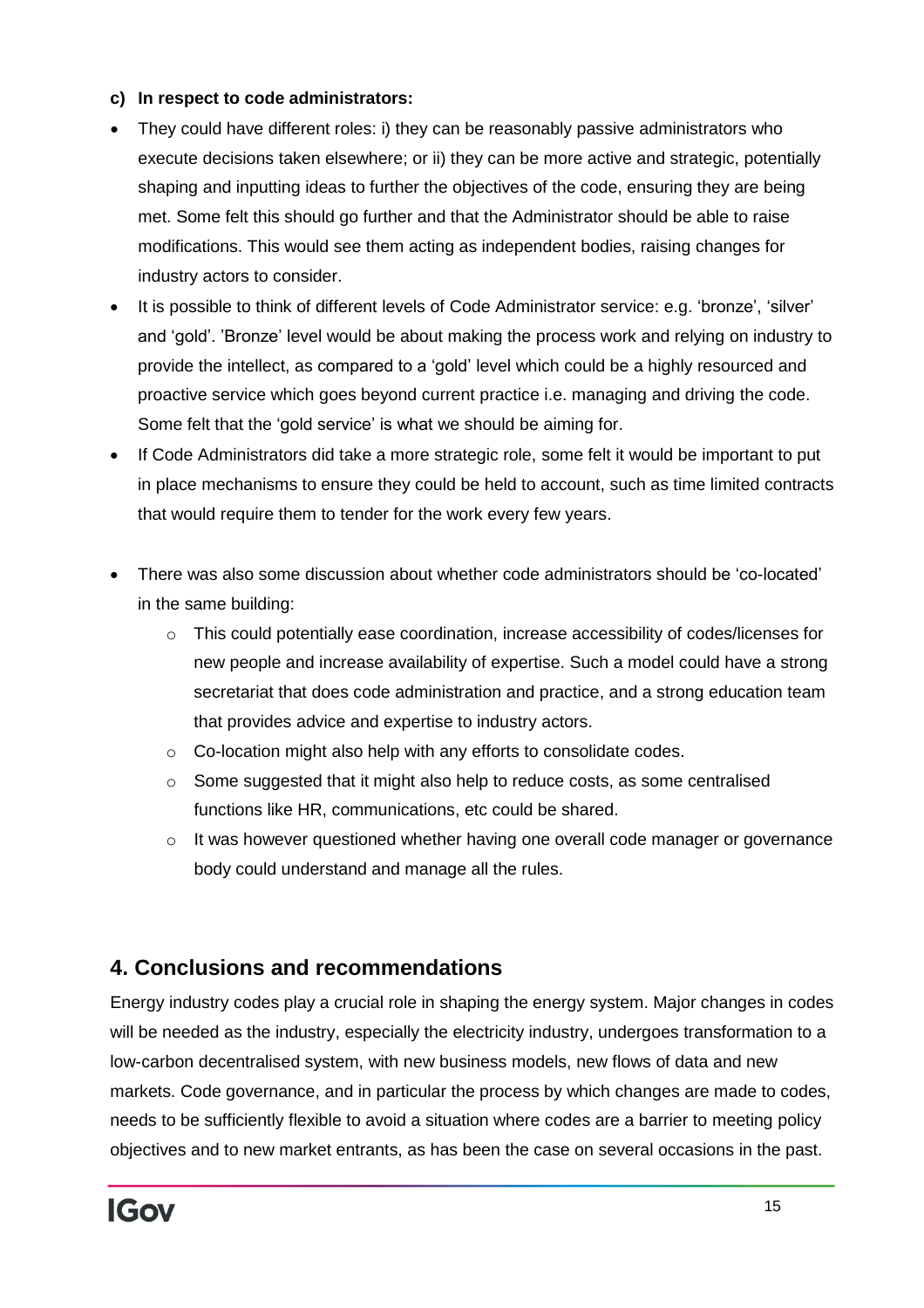**c) In respect to code administrators:**

- They could have different roles: i) they can be reasonably passive administrators who execute decisions taken elsewhere; or ii) they can be more active and strategic, potentially shaping and inputting ideas to further the objectives of the code, ensuring they are being met. Some felt this should go further and that the Administrator should be able to raise modifications. This would see them acting as independent bodies, raising changes for industry actors to consider.
- It is possible to think of different levels of Code Administrator service: e.g. 'bronze', 'silver' and 'gold'. 'Bronze' level would be about making the process work and relying on industry to provide the intellect, as compared to a 'gold' level which could be a highly resourced and proactive service which goes beyond current practice i.e. managing and driving the code. Some felt that the 'gold service' is what we should be aiming for.
- If Code Administrators did take a more strategic role, some felt it would be important to put in place mechanisms to ensure they could be held to account, such as time limited contracts that would require them to tender for the work every few years.
- There was also some discussion about whether code administrators should be 'co-located' in the same building:
  - This could potentially ease coordination, increase accessibility of codes/licenses for new people and increase availability of expertise. Such a model could have a strong secretariat that does code administration and practice, and a strong education team that provides advice and expertise to industry actors.
  - Co-location might also help with any efforts to consolidate codes.
  - Some suggested that it might also help to reduce costs, as some centralised functions like HR, communications, etc could be shared.
  - It was however questioned whether having one overall code manager or governance body could understand and manage all the rules.

## 4. Conclusions and recommendations

Energy industry codes play a crucial role in shaping the energy system. Major changes in codes will be needed as the industry, especially the electricity industry, undergoes transformation to a low-carbon decentralised system, with new business models, new flows of data and new markets. Code governance, and in particular the process by which changes are made to codes, needs to be sufficiently flexible to avoid a situation where codes are a barrier to meeting policy objectives and to new market entrants, as has been the case on several occasions in the past.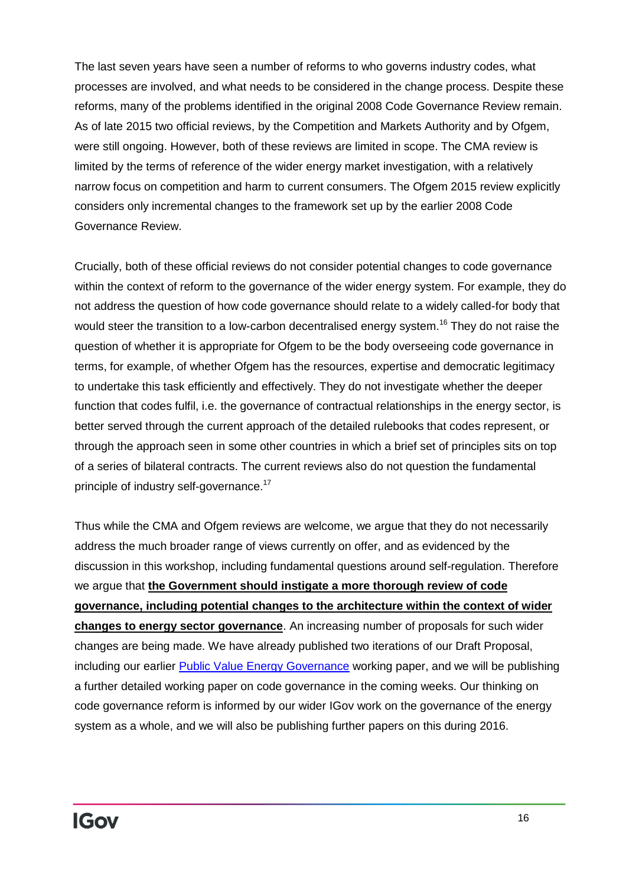The last seven years have seen a number of reforms to who governs industry codes, what processes are involved, and what needs to be considered in the change process. Despite these reforms, many of the problems identified in the original 2008 Code Governance Review remain. As of late 2015 two official reviews, by the Competition and Markets Authority and by Ofgem, were still ongoing. However, both of these reviews are limited in scope. The CMA review is limited by the terms of reference of the wider energy market investigation, with a relatively narrow focus on competition and harm to current consumers. The Ofgem 2015 review explicitly considers only incremental changes to the framework set up by the earlier 2008 Code Governance Review.

Crucially, both of these official reviews do not consider potential changes to code governance within the context of reform to the governance of the wider energy system. For example, they do not address the question of how code governance should relate to a widely called-for body that would steer the transition to a low-carbon decentralised energy system.[16] They do not raise the question of whether it is appropriate for Ofgem to be the body overseeing code governance in terms, for example, of whether Ofgem has the resources, expertise and democratic legitimacy to undertake this task efficiently and effectively. They do not investigate whether the deeper function that codes fulfil, i.e. the governance of contractual relationships in the energy sector, is better served through the current approach of the detailed rulebooks that codes represent, or through the approach seen in some other countries in which a brief set of principles sits on top of a series of bilateral contracts. The current reviews also do not question the fundamental principle of industry self-governance.[17]

Thus while the CMA and Ofgem reviews are welcome, we argue that they do not necessarily address the much broader range of views currently on offer, and as evidenced by the discussion in this workshop, including fundamental questions around self-regulation. Therefore we argue that **the Government should instigate a more thorough review of code governance, including potential changes to the architecture within the context of wider changes to energy sector governance**. An increasing number of proposals for such wider changes are being made. We have already published two iterations of our Draft Proposal, including our earlier Public Value Energy Governance working paper, and we will be publishing a further detailed working paper on code governance in the coming weeks. Our thinking on code governance reform is informed by our wider IGov work on the governance of the energy system as a whole, and we will also be publishing further papers on this during 2016.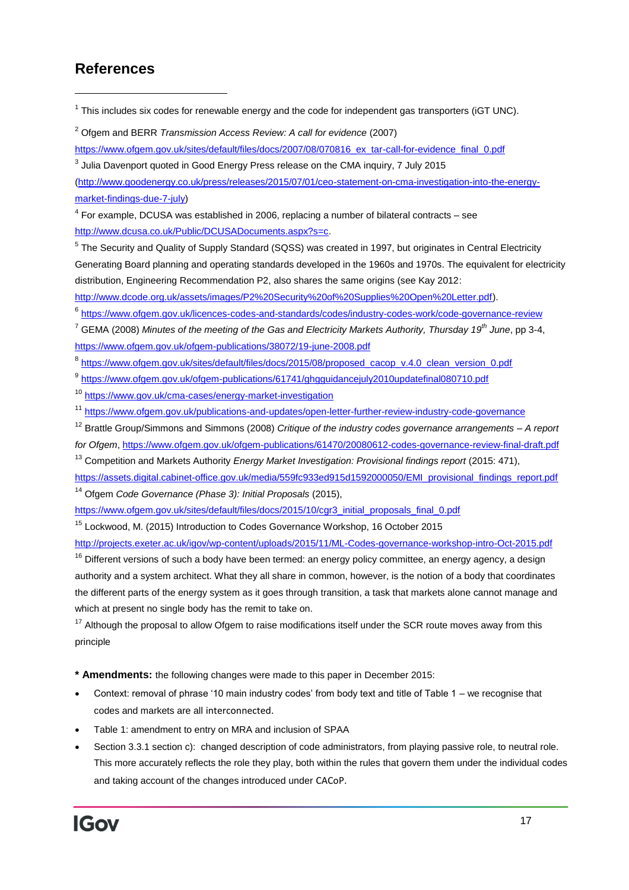## References

[1] This includes six codes for renewable energy and the code for independent gas transporters (iGT UNC).

[2] Ofgem and BERR *Transmission Access Review: A call for evidence* (2007) https://www.ofgem.gov.uk/sites/default/files/docs/2007/08/070816_ex_tar-call-for-evidence_final_0.pdf

[3] Julia Davenport quoted in Good Energy Press release on the CMA inquiry, 7 July 2015 (http://www.goodenergy.co.uk/press/releases/2015/07/01/ceo-statement-on-cma-investigation-into-the-energy-market-findings-due-7-july)

[4] For example, DCUSA was established in 2006, replacing a number of bilateral contracts – see http://www.dcusa.co.uk/Public/DCUSADocuments.aspx?s=c.

[5] The Security and Quality of Supply Standard (SQSS) was created in 1997, but originates in Central Electricity Generating Board planning and operating standards developed in the 1960s and 1970s. The equivalent for electricity distribution, Engineering Recommendation P2, also shares the same origins (see Kay 2012: http://www.dcode.org.uk/assets/images/P2%20Security%20of%20Supplies%20Open%20Letter.pdf).

[6] https://www.ofgem.gov.uk/licences-codes-and-standards/codes/industry-codes-work/code-governance-review

[7] GEMA (2008) *Minutes of the meeting of the Gas and Electricity Markets Authority, Thursday 19th June*, pp 3-4, https://www.ofgem.gov.uk/ofgem-publications/38072/19-june-2008.pdf

[8] https://www.ofgem.gov.uk/sites/default/files/docs/2015/08/proposed_cacop_v.4.0_clean_version_0.pdf

[9] https://www.ofgem.gov.uk/ofgem-publications/61741/ghgguidancejuly2010updatefinal080710.pdf

[10] https://www.gov.uk/cma-cases/energy-market-investigation

[11] https://www.ofgem.gov.uk/publications-and-updates/open-letter-further-review-industry-code-governance

[12] Brattle Group/Simmons and Simmons (2008) *Critique of the industry codes governance arrangements – A report for Ofgem*, https://www.ofgem.gov.uk/ofgem-publications/61470/20080612-codes-governance-review-final-draft.pdf

[13] Competition and Markets Authority *Energy Market Investigation: Provisional findings report* (2015: 471), https://assets.digital.cabinet-office.gov.uk/media/559fc933ed915d1592000050/EMI_provisional_findings_report.pdf

[14] Ofgem *Code Governance (Phase 3): Initial Proposals* (2015), https://www.ofgem.gov.uk/sites/default/files/docs/2015/10/cgr3_initial_proposals_final_0.pdf

[15] Lockwood, M. (2015) Introduction to Codes Governance Workshop, 16 October 2015 http://projects.exeter.ac.uk/igov/wp-content/uploads/2015/11/ML-Codes-governance-workshop-intro-Oct-2015.pdf

[16] Different versions of such a body have been termed: an energy policy committee, an energy agency, a design authority and a system architect. What they all share in common, however, is the notion of a body that coordinates the different parts of the energy system as it goes through transition, a task that markets alone cannot manage and which at present no single body has the remit to take on.

[17] Although the proposal to allow Ofgem to raise modifications itself under the SCR route moves away from this principle

**\* Amendments:** the following changes were made to this paper in December 2015:

- Context: removal of phrase '10 main industry codes' from body text and title of Table 1 – we recognise that codes and markets are all interconnected.
- Table 1: amendment to entry on MRA and inclusion of SPAA
- Section 3.3.1 section c): changed description of code administrators, from playing passive role, to neutral role. This more accurately reflects the role they play, both within the rules that govern them under the individual codes and taking account of the changes introduced under CACoP.